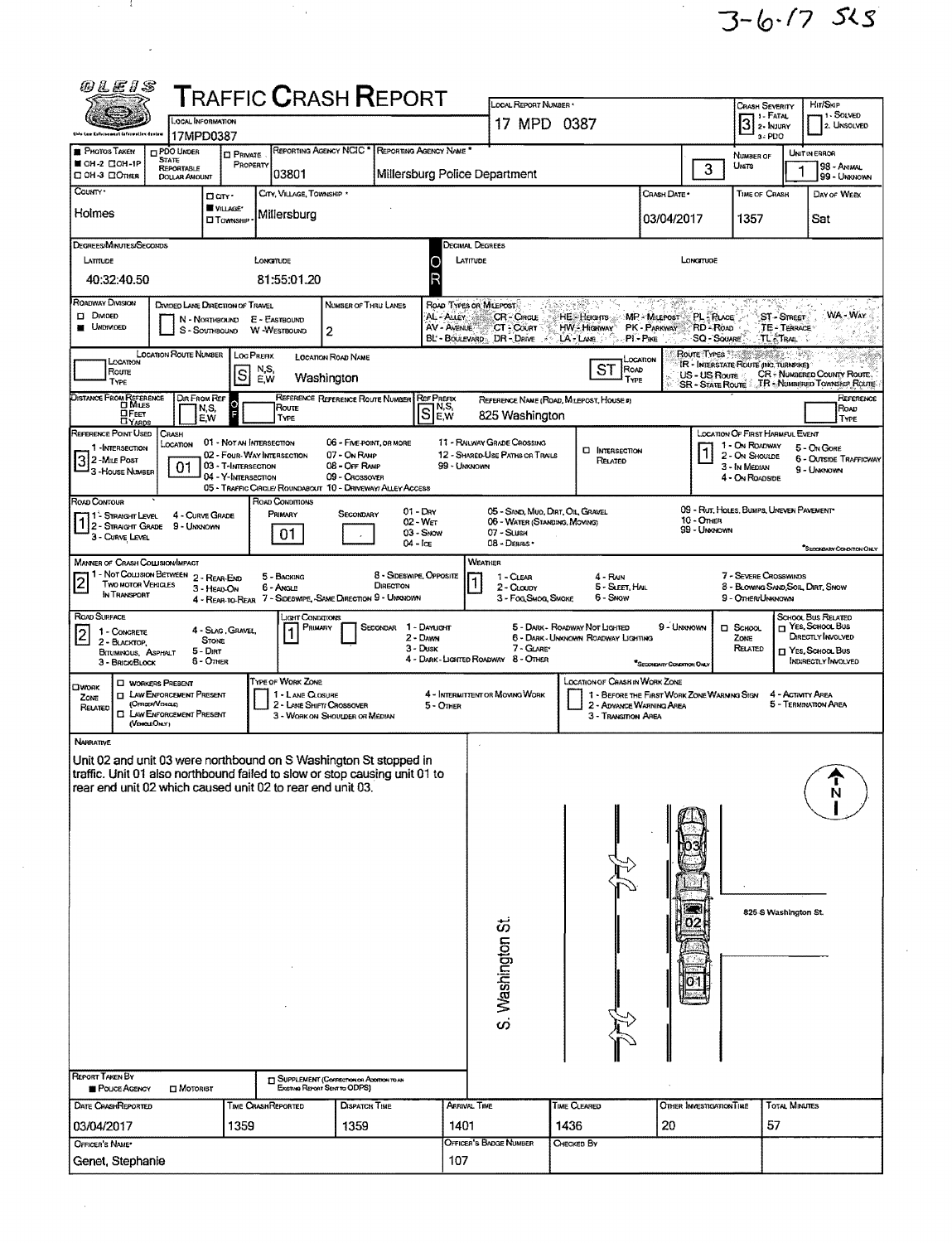3-6-17 SLS

# TRAFFIC CRASH REPORT

| Field | Value |
|---|---|
| Local Information | 17MPD0387 |
| Local Report Number | 17 MPD 0387 |
| Crash Severity (1 - Fatal, 2 - Injury, 3 - PDO) | 3 |
| Hit/Skip (1 - Solved, 2 - Unsolved) | |
| Photos Taken | OH-2 |
| Reporting Agency NCIC | 03801 |
| Reporting Agency Name | Millersburg Police Department |
| Number of Units | 3 |
| Unit in Error (98 - Animal, 99 - Unknown) | 1 |
| County | Holmes |
| City, Village, Township | Village – Millersburg |
| Crash Date | 03/04/2017 |
| Time of Crash | 1357 |
| Day of Week | Sat |
| Latitude | 40:32:40.50 |
| Longitude | 81:55:01.20 |
| Roadway Division | Undivided |
| Number of Thru Lanes | 2 |
| Location Route Type | |
| Loc Prefix | S |
| Location Road Name | Washington |
| Location Road Type | ST |
| Ref Prefix | S |
| Reference Name (Road, Milepost, House #) | 825 Washington |
| Reference Point Used | 3 - House Number |
| Crash Location | 01 - Not an Intersection |
| Location of First Harmful Event | 1 - On Roadway |
| Road Contour | 1 - Straight Level |
| Road Conditions (Primary) | 01 - Dry |
| Manner of Crash Collision/Impact | 2 - Rear-End |
| Weather | 1 - Clear |
| Road Surface | 2 - Blacktop, Bituminous, Asphalt |
| Light Conditions (Primary) | 1 - Daylight |

## Narrative

Unit 02 and unit 03 were northbound on S Washington St stopped in traffic. Unit 01 also northbound failed to slow or stop causing unit 01 to rear end unit 02 which caused unit 02 to rear end unit 03.

S. Washington St.

825 S Washington St.

| Report Taken By | Date Crash Reported | Time Crash Reported | Dispatch Time | Arrival Time | Time Cleared | Other Investigation Time | Total Minutes |
|---|---|---|---|---|---|---|---|
| Police Agency | 03/04/2017 | 1359 | 1359 | 1401 | 1436 | 20 | 57 |

| Officer's Name | Officer's Badge Number | Checked By |
|---|---|---|
| Genet, Stephanie | 107 | |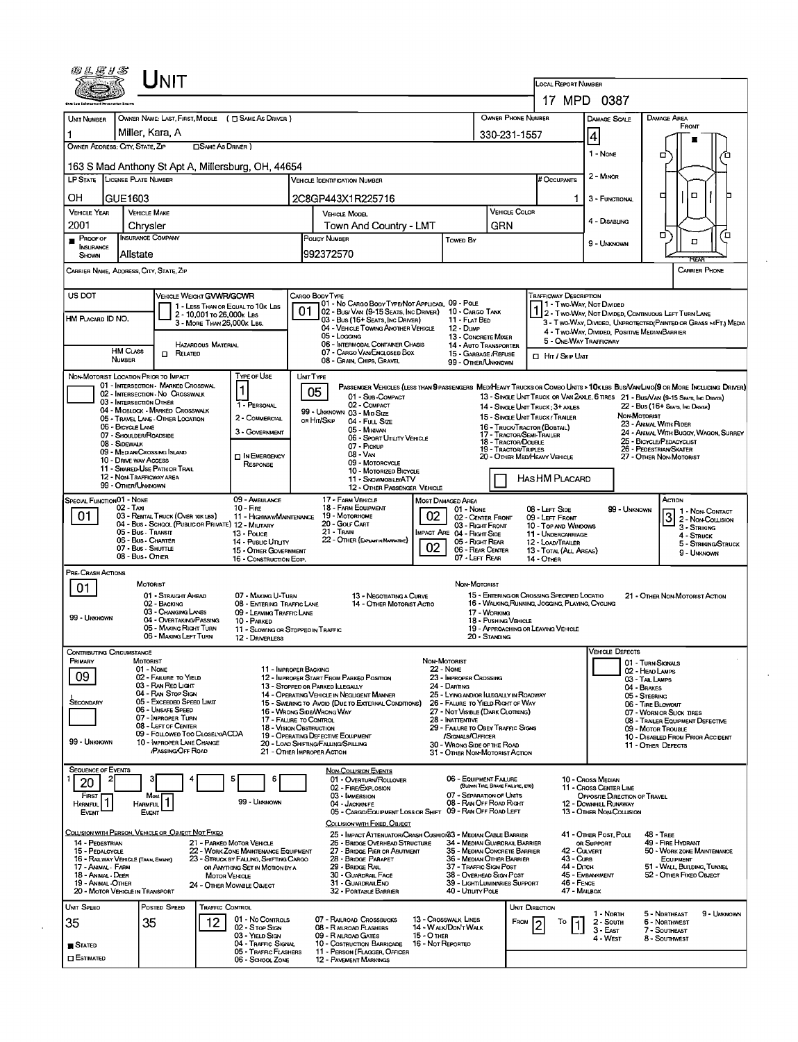# UNIT

**Local Report Number:** 17 MPD 0387

| Unit Number | Owner Name: Last, First, Middle ( ☐ Same As Driver ) | Owner Phone Number | Damage Scale | Damage Area |
|---|---|---|---|---|
| 1 | Miller, Kara, A | 330-231-1557 | 4 | Front |

**Owner Address: City, State, Zip** ☐ Same As Driver )
163 S Mad Anthony St Apt A, Millersburg, OH, 44654

Damage Scale: 1 - None, 2 - Minor, 3 - Functional, 4 - Disabling, 9 - Unknown

| LP State | License Plate Number | Vehicle Identification Number | # Occupants |
|---|---|---|---|
| OH | GUE1603 | 2C8GP443X1R225716 | 1 |

| Vehicle Year | Vehicle Make | Vehicle Model | Vehicle Color |
|---|---|---|---|
| 2001 | Chrysler | Town And Country - LMT | GRN |

| Proof of Insurance Shown | Insurance Company | Policy Number | Towed By |
|---|---|---|---|
| ■ | Allstate | 992372570 | |

Carrier Name, Address, City, State, Zip — Carrier Phone

**US DOT** — **Vehicle Weight GVWR/GCWR:** 1 - Less Than or Equal to 10k Lbs; 2 - 10,001 to 26,000k Lbs; 3 - More Than 26,000k Lbs.

**HM Placard ID No.** — **HM Class Number** — ☐ Hazardous Material Related

**Cargo Body Type:** 01
01 - No Cargo Body Type/Not Applicabl; 02 - Bus/Van (9-15 Seats, Inc Driver); 03 - Bus (16+ Seats, Inc Driver); 04 - Vehicle Towing Another Vehicle; 05 - Logging; 06 - Intermodal Container Chasis; 07 - Cargo Van/Enclosed Box; 08 - Grain, Chips, Gravel; 09 - Pole; 10 - Cargo Tank; 11 - Flat Bed; 12 - Dump; 13 - Concrete Mixer; 14 - Auto Transporter; 15 - Garbage/Refuse; 99 - Other/Unknown

**Trafficway Description:** 1
1 - Two-Way, Not Divided; 2 - Two-Way, Not Divided, Continuous Left Turn Lane; 3 - Two-Way, Divided, Unprotected(Painted or Grass >4Ft.) Media; 4 - Two-Way, Divided, Positive Median Barrier; 5 - One-Way Trafficway
☐ Hit / Skip Unit

**Non-Motorist Location Prior to Impact:** 01 - Intersection - Marked Crosswal; 02 - Intersection - No Crosswalk; 03 - Intersection Other; 04 - Midblock - Marked Crosswalk; 05 - Travel Lane - Other Location; 06 - Bicycle Lane; 07 - Shoulder/Roadside; 08 - Sidewalk; 09 - Median/Crossing Island; 10 - Drive way Access; 11 - Shared-Use Path or Trail; 12 - Non-Trafficway Area; 99 - Other/Unknown

**Type of Use:** 1
1 - Personal; 2 - Commercial; 3 - Government; ☐ In Emergency Response

**Unit Type:** 05
Passenger Vehicles (less than 9 passengers Med/Heavy Trucks or Combo Units > 10k lbs Bus/Van/Limo(9 or More Including Driver): 01 - Sub-Compact; 02 - Compact; 99 - Unknown 03 - Mid Size; or Hit/Skip 04 - Full Size; 05 - Minivan; 06 - Sport Utility Vehicle; 07 - Pickup; 08 - Van; 09 - Motorcycle; 10 - Motorized Bicycle; 11 - Snowmobile/ATV; 12 - Other Passenger Vehicle; 13 - Single Unit Truck or Van 2axle, 6 Tires; 14 - Single Unit Truck; 3+ Axles; 15 - Single Unit Truck / Trailer; 16 - Truck/Tractor (Bobtail); 17 - Tractor/Semi-Trailer; 18 - Tractor/Double; 19 - Tractor/Triples; 20 - Other Med/Heavy Vehicle; 21 - Bus/Van (9-15 Seats, Inc Driver); 22 - Bus (16+ Seats, Inc Driver)
Non-Motorist: 23 - Animal With Rider; 24 - Animal With Buggy, Wagon, Surrey; 25 - Bicycle/Pedacyclist; 26 - Pedestrian/Skater; 27 - Other Non-Motorist
☐ Has HM Placard

**Special Function:** 01
01 - None; 02 - Taxi; 03 - Rental Truck (Over 10k lbs); 04 - Bus - School (Public or Private); 05 - Bus - Transit; 06 - Bus - Charter; 07 - Bus - Shuttle; 08 - Bus - Other; 09 - Ambulance; 10 - Fire; 11 - Highway/Maintenance; 12 - Military; 13 - Police; 14 - Public Utility; 15 - Other Government; 16 - Construction Eqip.; 17 - Farm Vehicle; 18 - Farm Equipment; 19 - Motorhome; 20 - Golf Cart; 21 - Train; 22 - Other (Explain in Narrative)

**Most Damaged Area:** 02 — **Impact Are:** 02
01 - None; 02 - Center Front; 03 - Right Front; 04 - Right Side; 05 - Right Rear; 06 - Rear Center; 07 - Left Rear; 08 - Left Side; 09 - Left Front; 10 - Top and Windows; 11 - Undercarriage; 12 - Load/Trailer; 13 - Total (All Areas); 14 - Other; 99 - Unknown

**Action:** 3
1 - Non-Contact; 2 - Non-Collision; 3 - Striking; 4 - Struck; 5 - Striking/Struck; 9 - Unknown

**Pre-Crash Actions:** 01
Motorist: 01 - Straight Ahead; 02 - Backing; 03 - Changing Lanes; 04 - Overtaking/Passing; 05 - Making Right Turn; 06 - Making Left Turn; 07 - Making U-Turn; 08 - Entering Traffic Lane; 09 - Leaving Traffic Lane; 10 - Parked; 11 - Slowing or Stopped in Traffic; 12 - Driverless; 13 - Negotiating a Curve; 14 - Other Motorist Actio; 99 - Unknown
Non-Motorist: 15 - Entering or Crossing Specified Locatio; 16 - Walking, Running, Jogging, Playing, Cycling; 17 - Working; 18 - Pushing Vehicle; 19 - Approaching or Leaving Vehicle; 20 - Standing; 21 - Other Non-Motorist Action

**Contributing Circumstance**
Primary: 09 — Secondary: (blank)
Motorist: 01 - None; 02 - Failure to Yield; 03 - Ran Red Light; 04 - Ran Stop Sign; 05 - Exceeded Speed Limit; 06 - Unsafe Speed; 07 - Improper Turn; 08 - Left of Center; 09 - Followed Too Closely/ACDA; 10 - Improper Lane Change /Passing/Off Road; 11 - Improper Backing; 12 - Improper Start From Parked Position; 13 - Stopped or Parked Illegally; 14 - Operating Vehicle in Negligent Manner; 15 - Swering to Avoid (Due to External Conditions); 16 - Wrong Side/Wrong Way; 17 - Failure to Control; 18 - Vision Obstruction; 19 - Operating Defective Equipment; 20 - Load Shifting/Falling/Spilling; 21 - Other Improper Action; 99 - Unknown
Non-Motorist: 22 - None; 23 - Improper Crossing; 24 - Darting; 25 - Lying and/or Illegally in Roadway; 26 - Failure to Yield Right of Way; 27 - Not Visible (Dark Clothing); 28 - Inattentive; 29 - Failure to Obey Traffic Signs /Signals/Officer; 30 - Wrong Side of the Road; 31 - Other Non-Motorist Action

**Vehicle Defects:** 01 - Turn Signals; 02 - Head Lamps; 03 - Tail Lamps; 04 - Brakes; 05 - Steering; 06 - Tire Blowout; 07 - Worn or Slick Tires; 08 - Trailer Equipment Defective; 09 - Motor Trouble; 10 - Disabled From Prior Accident; 11 - Other Defects

**Sequence of Events:** 1: 20; 2: ; 3: ; 4: ; 5: ; 6:
First Harmful Event: 1 — Most Harmful Event: 1
99 - Unknown

Non-Collision Events: 01 - Overturn/Rollover; 02 - Fire/Explosion; 03 - Immersion; 04 - Jackknife; 05 - Cargo/Equipment Loss or Shift; 06 - Equipment Failure (Blown Tire, Brake Failure, etc); 07 - Separation of Units; 08 - Ran Off Road Right; 09 - Ran Off Road Left; 10 - Cross Median; 11 - Cross Center Line Opposite Direction of Travel; 12 - Downhill Runaway; 13 - Other Non-Collision

Collision with Fixed, Object: 25 - Impact Attenuator/Crash Cushion; 26 - Bridge Overhead Structure; 27 - Bridge Pier or Abutment; 28 - Bridge Parapet; 29 - Bridge Rail; 30 - Guardrail Face; 31 - Guardrail End; 32 - Portable Barrier; 33 - Median Cable Barrier; 34 - Median Guardrail Barrier; 35 - Median Concrete Barrier; 36 - Median Other Barrier; 37 - Traffic Sign Post; 38 - Overhead Sign Post; 39 - Light/Luminaries Support; 40 - Utility Pole; 41 - Other Post, Pole or Support; 42 - Culvert; 43 - Curb; 44 - Ditch; 45 - Embankment; 46 - Fence; 47 - Mailbox; 48 - Tree; 49 - Fire Hydrant; 50 - Work Zone Maintenance Equipment; 51 - Wall, Building, Tunnel; 52 - Other Fixed Object

Collision with Person, Vehicle or Object Not Fixed: 14 - Pedestrian; 15 - Pedalcycle; 16 - Railway Vehicle (Train, Engine); 17 - Animal - Farm; 18 - Animal - Deer; 19 - Animal - Other; 20 - Motor Vehicle in Transport; 21 - Parked Motor Vehicle; 22 - Work Zone Maintenance Equipment; 23 - Struck by Falling, Shifting Cargo or Anything Set in Motion by a Motor Vehicle; 24 - Other Movable Object

| Unit Speed | Posted Speed | Traffic Control | Unit Direction |
|---|---|---|---|
| 35 | 35 | 12 | From 2 To 1 |

■ Stated ☐ Estimated

Traffic Control: 01 - No Controls; 02 - Stop Sign; 03 - Yield Sign; 04 - Traffic Signal; 05 - Traffic Flashers; 06 - School Zone; 07 - Railroad Crossbucks; 08 - Railroad Flashers; 09 - Railroad Gates; 10 - Costruction Barricade; 11 - Person (Flagger, Officer); 12 - Pavement Markings; 13 - Crosswalk Lines; 14 - Walk/Don't Walk; 15 - Other; 16 - Not Reported

Unit Direction: 1 - North; 2 - South; 3 - East; 4 - West; 5 - Northeast; 6 - Northwest; 7 - Southeast; 8 - Southwest; 9 - Unknown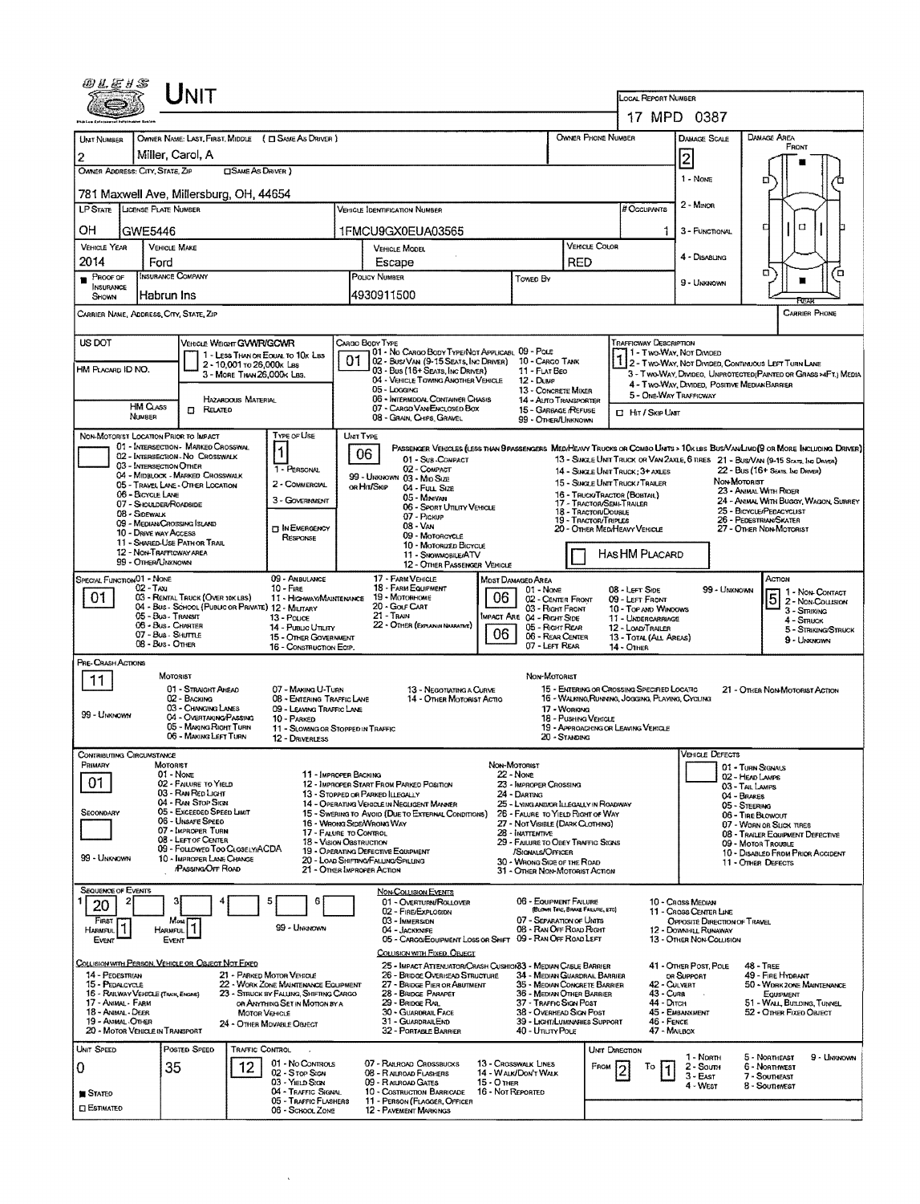# UNIT

**Local Report Number:** 17 MPD 0387

| Unit Number | Owner Name: Last, First, Middle (☐ Same As Driver) | Owner Phone Number | Damage Scale | Damage Area |
|---|---|---|---|---|
| 2 | Miller, Carol, A | | 2 | Front |

**Owner Address: City, State, Zip** (☐ Same As Driver)
781 Maxwell Ave, Millersburg, OH, 44654

Damage Scale: 1 - None; 2 - Minor; 3 - Functional; 4 - Disabling; 9 - Unknown

| LP State | License Plate Number | Vehicle Identification Number | # Occupants |
|---|---|---|---|
| OH | GWE5446 | 1FMCU9GX0EUA03565 | 1 |

| Vehicle Year | Vehicle Make | Vehicle Model | Vehicle Color |
|---|---|---|---|
| 2014 | Ford | Escape | RED |

| Proof of Insurance Shown | Insurance Company | Policy Number | Towed By |
|---|---|---|---|
| ■ | Habrun Ins | 4930911500 | |

Carrier Name, Address, City, State, Zip
Carrier Phone

**US DOT**

**Vehicle Weight GVWR/GCWR**
1 - Less Than or Equal to 10k Lbs
2 - 10,001 to 26,000k Lbs
3 - More Than 26,000k Lbs.

**HM Placard ID No.**

**HM Class Number** ☐ Related — Hazardous Material

**Cargo Body Type:** 01
01 - No Cargo Body Type/Not Applicabl; 02 - Bus/Van (9-15 Seats, Inc Driver); 03 - Bus (16+ Seats, Inc Driver); 04 - Vehicle Towing Another Vehicle; 05 - Logging; 06 - Intermodal Container Chasis; 07 - Cargo Van/Enclosed Box; 08 - Grain, Chips, Gravel; 09 - Pole; 10 - Cargo Tank; 11 - Flat Bed; 12 - Dump; 13 - Concrete Mixer; 14 - Auto Transporter; 15 - Garbage /Refuse; 99 - Other/Unknown

**Trafficway Description:** 1
1 - Two-Way, Not Divided; 2 - Two-Way, Not Divided, Continuous Left Turn Lane; 3 - Two-Way, Divided, Unprotected(Painted or Grass >4Ft.) Media; 4 - Two-Way, Divided, Positive Median Barrier; 5 - One-Way Trafficway
☐ Hit / Skip Unit

**Non-Motorist Location Prior to Impact**
01 - Intersection - Marked Crosswal; 02 - Intersection - No Crosswalk; 03 - Intersection Other; 04 - Midblock - Marked Crosswalk; 05 - Travel Lane - Other Location; 06 - Bicycle Lane; 07 - Shoulder/Roadside; 08 - Sidewalk; 09 - Median/Crossing Island; 10 - Drive way Access; 11 - Shared-Use Path or Trail; 12 - Non-Trafficway Area; 99 - Other/Unknown

**Type of Use:** 1
1 - Personal; 2 - Commercial; 3 - Government; ☐ In Emergency Response

**Unit Type:** 06
Passenger Vehicles (less than 9 passengers): 01 - Sub-Compact; 02 - Compact; 99 - Unknown 03 - Mid Size; or Hit/Skip 04 - Full Size; 05 - Minivan; 06 - Sport Utility Vehicle; 07 - Pickup; 08 - Van; 09 - Motorcycle; 10 - Motorized Bicycle; 11 - Snowmobile/ATV; 12 - Other Passenger Vehicle
Med/Heavy Trucks or Combo Units > 10k lbs Bus/Van/Limo(9 or More Including Driver): 13 - Single Unit Truck or Van 2axle, 6 Tires; 14 - Single Unit Truck; 3+ Axles; 15 - Single Unit Truck / Trailer; 16 - Truck/Tractor (Bobtail); 17 - Tractor/Semi-Trailer; 18 - Tractor/Double; 19 - Tractor/Triples; 20 - Other Med/Heavy Vehicle; 21 - Bus/Van (9-15 Seats, Inc Driver); 22 - Bus (16+ Seats, Inc Driver)
Non-Motorist: 23 - Animal With Rider; 24 - Animal With Buggy, Wagon, Surrey; 25 - Bicycle/Pedacyclist; 26 - Pedestrian/Skater; 27 - Other Non-Motorist
☐ Has HM Placard

**Special Function:** 01
01 - None; 02 - Taxi; 03 - Rental Truck (Over 10k lbs); 04 - Bus - School (Public or Private); 05 - Bus - Transit; 06 - Bus - Charter; 07 - Bus - Shuttle; 08 - Bus - Other; 09 - Ambulance; 10 - Fire; 11 - Highway/Maintenance; 12 - Military; 13 - Police; 14 - Public Utility; 15 - Other Government; 16 - Construction Eqip.; 17 - Farm Vehicle; 18 - Farm Equipment; 19 - Motorhome; 20 - Golf Cart; 21 - Train; 22 - Other (Explain in Narrative)

**Most Damaged Area:** 06
**Impact Are:** 06
01 - None; 02 - Center Front; 03 - Right Front; 04 - Right Side; 05 - Right Rear; 06 - Rear Center; 07 - Left Rear; 08 - Left Side; 09 - Left Front; 10 - Top and Windows; 11 - Undercarriage; 12 - Load/Trailer; 13 - Total (All Areas); 14 - Other; 99 - Unknown

**Action:** 5
1 - Non-Contact; 2 - Non-Collision; 3 - Striking; 4 - Struck; 5 - Striking/Struck; 9 - Unknown

**Pre-Crash Actions:** 11
Motorist: 01 - Straight Ahead; 02 - Backing; 03 - Changing Lanes; 04 - Overtaking/Passing; 05 - Making Right Turn; 06 - Making Left Turn; 07 - Making U-Turn; 08 - Entering Traffic Lane; 09 - Leaving Traffic Lane; 10 - Parked; 11 - Slowing or Stopped in Traffic; 12 - Driverless; 13 - Negotiating a Curve; 14 - Other Motorist Actio; 99 - Unknown
Non-Motorist: 15 - Entering or Crossing Specified Locatio; 16 - Walking, Running, Jogging, Playing, Cycling; 17 - Working; 18 - Pushing Vehicle; 19 - Approaching or Leaving Vehicle; 20 - Standing; 21 - Other Non-Motorist Action

**Contributing Circumstance**
Primary: 01
Secondary:
Motorist: 01 - None; 02 - Failure to Yield; 03 - Ran Red Light; 04 - Ran Stop Sign; 05 - Exceeded Speed Limit; 06 - Unsafe Speed; 07 - Improper Turn; 08 - Left of Center; 09 - Followed Too Closely/ACDA; 10 - Improper Lane Change /Passing/Off Road; 11 - Improper Backing; 12 - Improper Start From Parked Position; 13 - Stopped or Parked Illegally; 14 - Operating Vehicle in Negligent Manner; 15 - Swering to Avoid (Due to External Conditions); 16 - Wrong Side/Wrong Way; 17 - Failure to Control; 18 - Vision Obstruction; 19 - Operating Defective Equipment; 20 - Load Shifting/Falling/Spilling; 21 - Other Improper Action; 99 - Unknown
Non-Motorist: 22 - None; 23 - Improper Crossing; 24 - Darting; 25 - Lying and/or Illegally in Roadway; 26 - Failure to Yield Right of Way; 27 - Not Visible (Dark Clothing); 28 - Inattentive; 29 - Failure to Obey Traffic Signs /Signals/Officer; 30 - Wrong Side of the Road; 31 - Other Non-Motorist Action

**Vehicle Defects**
01 - Turn Signals; 02 - Head Lamps; 03 - Tail Lamps; 04 - Brakes; 05 - Steering; 06 - Tire Blowout; 07 - Worn or Slick Tires; 08 - Trailer Equipment Defective; 09 - Motor Trouble; 10 - Disabled From Prior Accident; 11 - Other Defects

**Sequence of Events**
1: 20 | 2: | 3: | 4: | 5: | 6:
First Harmful Event: 1 | Most Harmful Event: 1 | 99 - Unknown

Non-Collision Events: 01 - Overturn/Rollover; 02 - Fire/Explosion; 03 - Immersion; 04 - Jackknife; 05 - Cargo/Equipment Loss or Shift; 06 - Equipment Failure (Blown Tire, Brake Failure, etc); 07 - Separation of Units; 08 - Ran Off Road Right; 09 - Ran Off Road Left; 10 - Cross Median; 11 - Cross Center Line Opposite Direction of Travel; 12 - Downhill Runaway; 13 - Other Non-Collision

Collision with Person, Vehicle or Object Not Fixed: 14 - Pedestrian; 15 - Pedalcycle; 16 - Railway Vehicle (Train, Engine); 17 - Animal - Farm; 18 - Animal - Deer; 19 - Animal - Other; 20 - Motor Vehicle in Transport; 21 - Parked Motor Vehicle; 22 - Work Zone Maintenance Equipment; 23 - Struck by Falling, Shifting Cargo or Anything Set in Motion by a Motor Vehicle; 24 - Other Movable Object

Collision with Fixed Object: 25 - Impact Attenuator/Crash Cushion; 26 - Bridge Overhead Structure; 27 - Bridge Pier or Abutment; 28 - Bridge Parapet; 29 - Bridge Rail; 30 - Guardrail Face; 31 - Guardrail End; 32 - Portable Barrier; 33 - Median Cable Barrier; 34 - Median Guardrail Barrier; 35 - Median Concrete Barrier; 36 - Median Other Barrier; 37 - Traffic Sign Post; 38 - Overhead Sign Post; 39 - Light/Luminaries Support; 40 - Utility Pole; 41 - Other Post, Pole or Support; 42 - Culvert; 43 - Curb; 44 - Ditch; 45 - Embankment; 46 - Fence; 47 - Mailbox; 48 - Tree; 49 - Fire Hydrant; 50 - Work Zone Maintenance Equipment; 51 - Wall, Building, Tunnel; 52 - Other Fixed Object

| Unit Speed | Posted Speed | Traffic Control | Unit Direction |
|---|---|---|---|
| 0 | 35 | 12 | From 2 To 1 |

■ Stated ☐ Estimated

Traffic Control: 01 - No Controls; 02 - Stop Sign; 03 - Yield Sign; 04 - Traffic Signal; 05 - Traffic Flashers; 06 - School Zone; 07 - Railroad Crossbucks; 08 - Railroad Flashers; 09 - Railroad Gates; 10 - Costruction Barricade; 11 - Person (Flagger, Officer); 12 - Pavement Markings; 13 - Crosswalk Lines; 14 - Walk/Don't Walk; 15 - Other; 16 - Not Reported

Unit Direction: 1 - North; 2 - South; 3 - East; 4 - West; 5 - Northeast; 6 - Northwest; 7 - Southeast; 8 - Southwest; 9 - Unknown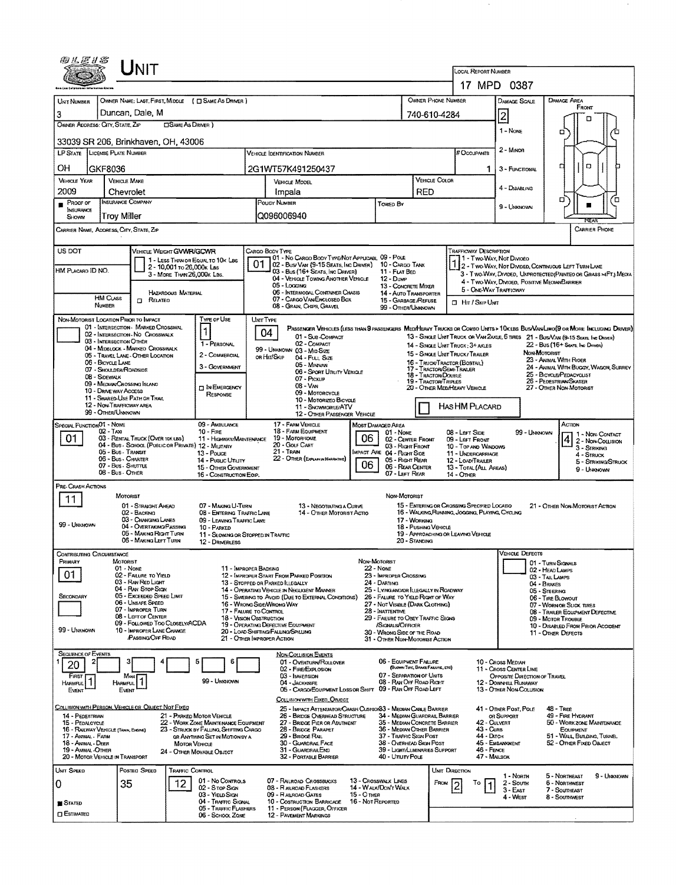# UNIT

**LOCAL REPORT NUMBER:** 17 MPD 0387

| UNIT NUMBER | OWNER NAME: LAST, FIRST, MIDDLE ( ☐ SAME AS DRIVER ) | OWNER PHONE NUMBER | DAMAGE SCALE | DAMAGE AREA |
|---|---|---|---|---|
| 3 | Duncan, Dale, M | 740-610-4284 | 2 | FRONT |

**OWNER ADDRESS: CITY, STATE, ZIP** ☐ SAME AS DRIVER: 33039 SR 206, Brinkhaven, OH, 43006

Damage Scale: 1 - None, 2 - Minor, 3 - Functional, 4 - Disabling, 9 - Unknown

| LP STATE | LICENSE PLATE NUMBER | VEHICLE IDENTIFICATION NUMBER | # OCCUPANTS |
|---|---|---|---|
| OH | GKF8036 | 2G1WT57K491250437 | 1 |

| VEHICLE YEAR | VEHICLE MAKE | VEHICLE MODEL | VEHICLE COLOR |
|---|---|---|---|
| 2009 | Chevrolet | Impala | RED |

| ■ PROOF OF INSURANCE SHOWN | INSURANCE COMPANY | POLICY NUMBER | TOWED BY |
|---|---|---|---|
| | Troy Miller | Q096006940 | |

CARRIER NAME, ADDRESS, CITY, STATE, ZIP — CARRIER PHONE

US DOT

VEHICLE WEIGHT GVWR/GCWR: 1 - Less than or equal to 10k lbs; 2 - 10,001 to 26,000k lbs; 3 - More than 26,000k lbs.

HM PLACARD ID NO. — HM CLASS NUMBER — ☐ HAZARDOUS MATERIAL RELATED

CARGO BODY TYPE: **01**
01 - No Cargo Body Type/Not Applicable; 02 - Bus/Van (9-15 Seats, Inc Driver); 03 - Bus (16+ Seats, Inc Driver); 04 - Vehicle Towing Another Vehicle; 05 - Logging; 06 - Intermodal Container Chassis; 07 - Cargo Van/Enclosed Box; 08 - Grain, Chips, Gravel; 09 - Pole; 10 - Cargo Tank; 11 - Flat Bed; 12 - Dump; 13 - Concrete Mixer; 14 - Auto Transporter; 15 - Garbage/Refuse; 99 - Other/Unknown

TRAFFICWAY DESCRIPTION: **1**
1 - Two-Way, Not Divided; 2 - Two-Way, Not Divided, Continuous Left Turn Lane; 3 - Two-Way, Divided, Unprotected (Painted or Grass >4Ft.) Media; 4 - Two-Way, Divided, Positive Median Barrier; 5 - One-Way Trafficway
☐ Hit / Skip Unit

NON-MOTORIST LOCATION PRIOR TO IMPACT: 01 - Intersection - Marked Crosswal; 02 - Intersection - No Crosswalk; 03 - Intersection Other; 04 - Midblock - Marked Crosswalk; 05 - Travel Lane - Other Location; 06 - Bicycle Lane; 07 - Shoulder/Roadside; 08 - Sidewalk; 09 - Median/Crossing Island; 10 - Drive way Access; 11 - Shared-Use Path or Trail; 12 - Non-Trafficway Area; 99 - Other/Unknown

TYPE OF USE: **1** — 1 - Personal; 2 - Commercial; 3 - Government; ☐ In Emergency Response

UNIT TYPE: **04**
Passenger Vehicles (less than 9 passengers Med/Heavy Trucks or Combo Units > 10k lbs Bus/Van/Limo(9 or More Including Driver)): 01 - Sub-Compact; 02 - Compact; 99 - Unknown 03 - Mid Size or Hit/Skip; 04 - Full Size; 05 - Minivan; 06 - Sport Utility Vehicle; 07 - Pickup; 08 - Van; 09 - Motorcycle; 10 - Motorized Bicycle; 11 - Snowmobile/ATV; 12 - Other Passenger Vehicle
13 - Single Unit Truck or Van 2axle, 6 Tires; 14 - Single Unit Truck: 3+ Axles; 15 - Single Unit Truck / Trailer; 16 - Truck/Tractor (Bobtail); 17 - Tractor/Semi-Trailer; 18 - Tractor/Double; 19 - Tractor/Triples; 20 - Other Med/Heavy Vehicle
21 - Bus/Van (9-15 Seats, Inc Driver); 22 - Bus (16+ Seats, Inc Driver)
Non-Motorist: 23 - Animal With Rider; 24 - Animal With Buggy, Wagon, Surrey; 25 - Bicycle/Pedacyclist; 26 - Pedestrian/Skater; 27 - Other Non-Motorist
☐ Has HM Placard

SPECIAL FUNCTION: **01**
01 - None; 02 - Taxi; 03 - Rental Truck (Over 10k lbs); 04 - Bus - School (Public or Private); 05 - Bus - Transit; 06 - Bus - Charter; 07 - Bus - Shuttle; 08 - Bus - Other; 09 - Ambulance; 10 - Fire; 11 - Highway/Maintenance; 12 - Military; 13 - Police; 14 - Public Utility; 15 - Other Government; 16 - Construction Eqip.; 17 - Farm Vehicle; 18 - Farm Equipment; 19 - Motorhome; 20 - Golf Cart; 21 - Train; 22 - Other (Explain in Narrative)

MOST DAMAGED AREA: **06** — IMPACT ARE: **06**
01 - None; 02 - Center Front; 03 - Right Front; 04 - Right Side; 05 - Right Rear; 06 - Rear Center; 07 - Left Rear; 08 - Left Side; 09 - Left Front; 10 - Top and Windows; 11 - Undercarriage; 12 - Load/Trailer; 13 - Total (All Areas); 14 - Other; 99 - Unknown

ACTION: **4**
1 - Non-Contact; 2 - Non-Collision; 3 - Striking; 4 - Struck; 5 - Striking/Struck; 9 - Unknown

PRE-CRASH ACTIONS: **11**
Motorist: 01 - Straight Ahead; 02 - Backing; 03 - Changing Lanes; 04 - Overtaking/Passing; 05 - Making Right Turn; 06 - Making Left Turn; 07 - Making U-Turn; 08 - Entering Traffic Lane; 09 - Leaving Traffic Lane; 10 - Parked; 11 - Slowing or Stopped in Traffic; 12 - Driverless; 13 - Negotiating a Curve; 14 - Other Motorist Actio
Non-Motorist: 15 - Entering or Crossing Specified Locatio; 16 - Walking, Running, Jogging, Playing, Cycling; 17 - Working; 18 - Pushing Vehicle; 19 - Approaching or Leaving Vehicle; 20 - Standing; 21 - Other Non-Motorist Action
99 - Unknown

CONTRIBUTING CIRCUMSTANCE: Primary **01**; Secondary (blank)
Motorist: 01 - None; 02 - Failure to Yield; 03 - Ran Red Light; 04 - Ran Stop Sign; 05 - Exceeded Speed Limit; 06 - Unsafe Speed; 07 - Improper Turn; 08 - Left of Center; 09 - Followed Too Closely/ACDA; 10 - Improper Lane Change /Passing/Off Road; 11 - Improper Backing; 12 - Improper Start From Parked Position; 13 - Stopped or Parked Illegally; 14 - Operating Vehicle in Negligent Manner; 15 - Swering to Avoid (Due to External Conditions); 16 - Wrong Side/Wrong Way; 17 - Failure to Control; 18 - Vision Obstruction; 19 - Operating Defective Equipment; 20 - Load Shifting/Falling/Spilling; 21 - Other Improper Action
Non-Motorist: 22 - None; 23 - Improper Crossing; 24 - Darting; 25 - Lying and/or Illegally in Roadway; 26 - Failure to Yield Right of Way; 27 - Not Visible (Dark Clothing); 28 - Inattentive; 29 - Failure to Obey Traffic Signs /Signals/Officer; 30 - Wrong Side of the Road; 31 - Other Non-Motorist Action
99 - Unknown

VEHICLE DEFECTS: 01 - Turn Signals; 02 - Head Lamps; 03 - Tail Lamps; 04 - Brakes; 05 - Steering; 06 - Tire Blowout; 07 - Worn or Slick Tires; 08 - Trailer Equipment Defective; 09 - Motor Trouble; 10 - Disabled From Prior Accident; 11 - Other Defects

SEQUENCE OF EVENTS: 1: **20**; 2; 3; 4; 5; 6
First Harmful Event: **1**; Most Harmful Event: **1**; 99 - Unknown

Non-Collision Events: 01 - Overturn/Rollover; 02 - Fire/Explosion; 03 - Immersion; 04 - Jackknife; 05 - Cargo/Equipment Loss or Shift; 06 - Equipment Failure (Blown Tire, Brake Failure, etc); 07 - Separation of Units; 08 - Ran Off Road Right; 09 - Ran Off Road Left; 10 - Cross Median; 11 - Cross Center Line Opposite Direction of Travel; 12 - Downhill Runaway; 13 - Other Non-Collision

Collision with Fixed, Object: 25 - Impact Attenuator/Crash Cushion; 26 - Bridge Overhead Structure; 27 - Bridge Pier or Abutment; 28 - Bridge Parapet; 29 - Bridge Rail; 30 - Guardrail Face; 31 - Guardrail End; 32 - Portable Barrier; 33 - Median Cable Barrier; 34 - Median Guardrail Barrier; 35 - Median Concrete Barrier; 36 - Median Other Barrier; 37 - Traffic Sign Post; 38 - Overhead Sign Post; 39 - Light/Luminaries Support; 40 - Utility Pole; 41 - Other Post, Pole or Support; 42 - Culvert; 43 - Curb; 44 - Ditch; 45 - Embankment; 46 - Fence; 47 - Mailbox; 48 - Tree; 49 - Fire Hydrant; 50 - Work Zone Maintenance Equipment; 51 - Wall, Building, Tunnel; 52 - Other Fixed Object

Collision with Person, Vehicle or Object Not Fixed: 14 - Pedestrian; 15 - Pedalcycle; 16 - Railway Vehicle (Train, Engine); 17 - Animal - Farm; 18 - Animal - Deer; 19 - Animal - Other; 20 - Motor Vehicle in Transport; 21 - Parked Motor Vehicle; 22 - Work Zone Maintenance Equipment; 23 - Struck by Falling, Shifting Cargo or Anything Set in Motion by a Motor Vehicle; 24 - Other Movable Object

| UNIT SPEED | POSTED SPEED | TRAFFIC CONTROL | UNIT DIRECTION |
|---|---|---|---|
| 0 | 35 | 12 | From: 2 To: 1 |

■ Stated ☐ Estimated

Traffic Control: 01 - No Controls; 02 - Stop Sign; 03 - Yield Sign; 04 - Traffic Signal; 05 - Traffic Flashers; 06 - School Zone; 07 - Railroad Crossbucks; 08 - Railroad Flashers; 09 - Railroad Gates; 10 - Costruction Barricade; 11 - Person (Flagger, Officer); 12 - Pavement Markings; 13 - Crosswalk Lines; 14 - Walk/Don't Walk; 15 - Other; 16 - Not Reported

Unit Direction: 1 - North; 2 - South; 3 - East; 4 - West; 5 - Northeast; 6 - Northwest; 7 - Southeast; 8 - Southwest; 9 - Unknown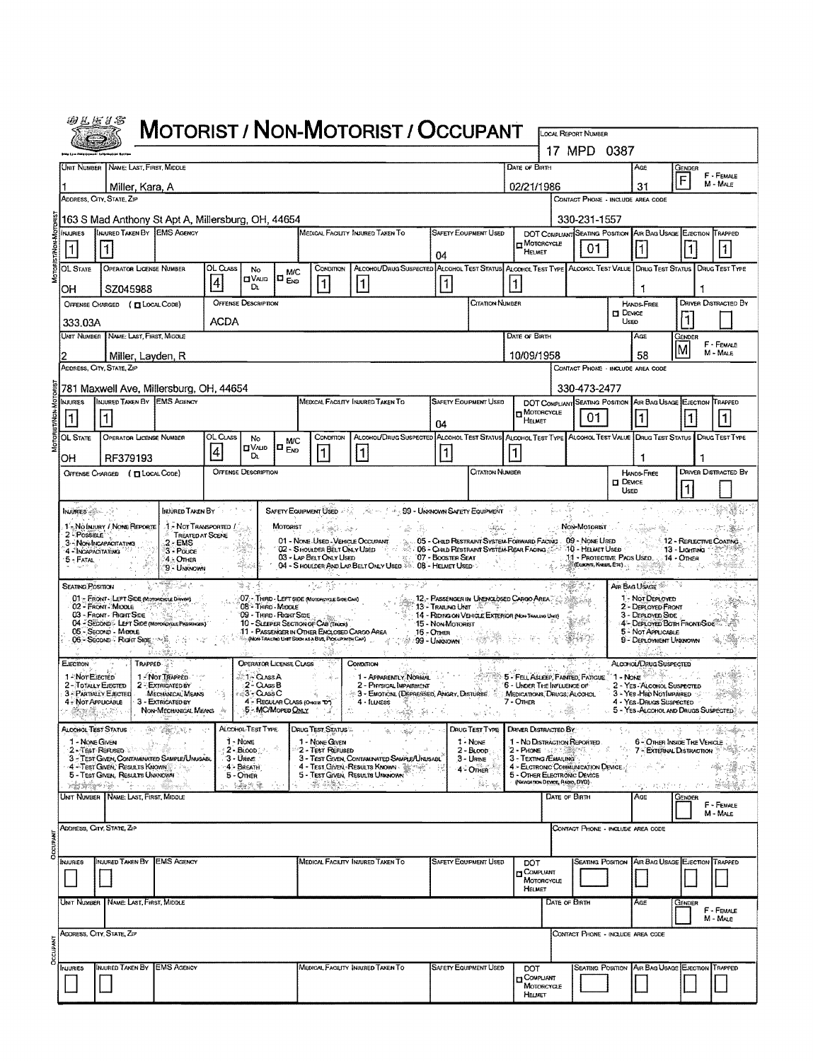# MOTORIST / NON-MOTORIST / OCCUPANT

LOCAL REPORT NUMBER: 17 MPD 0387

## Motorist/Non-Motorist

| Unit Number | Name: Last, First, Middle | Date of Birth | Age | Gender |
|---|---|---|---|---|
| 1 | Miller, Kara, A | 02/21/1986 | 31 | F |

Address, City, State, Zip: 163 S Mad Anthony St Apt A, Millersburg, OH, 44654
Contact Phone - Include Area Code: 330-231-1557

| Injuries | Injured Taken By | EMS Agency | Medical Facility Injured Taken To | Safety Equipment Used | DOT Compliant Motorcycle Helmet | Seating Position | Air Bag Usage | Ejection | Trapped |
|---|---|---|---|---|---|---|---|---|---|
| 1 | 1 | | | 04 | | 01 | 1 | 1 | 1 |

| OL State | Operator License Number | OL Class | No Valid DL | M/C End | Condition | Alcohol/Drug Suspected | Alcohol Test Status | Alcohol Test Type | Alcohol Test Value | Drug Test Status | Drug Test Type |
|---|---|---|---|---|---|---|---|---|---|---|---|
| OH | SZ045988 | 4 | | | 1 | 1 | 1 | 1 | | 1 | 1 |

| Offense Charged (Local Code) | Offense Description | Citation Number | Hands-Free Device Used | Driver Distracted By |
|---|---|---|---|---|
| 333.03A | ACDA | | | 1 |

| Unit Number | Name: Last, First, Middle | Date of Birth | Age | Gender |
|---|---|---|---|---|
| 2 | Miller, Layden, R | 10/09/1958 | 58 | M |

Address, City, State, Zip: 781 Maxwell Ave, Millersburg, OH, 44654
Contact Phone - Include Area Code: 330-473-2477

| Injuries | Injured Taken By | EMS Agency | Medical Facility Injured Taken To | Safety Equipment Used | DOT Compliant Motorcycle Helmet | Seating Position | Air Bag Usage | Ejection | Trapped |
|---|---|---|---|---|---|---|---|---|---|
| 1 | 1 | | | 04 | | 01 | 1 | 1 | 1 |

| OL State | Operator License Number | OL Class | No Valid DL | M/C End | Condition | Alcohol/Drug Suspected | Alcohol Test Status | Alcohol Test Type | Alcohol Test Value | Drug Test Status | Drug Test Type |
|---|---|---|---|---|---|---|---|---|---|---|---|
| OH | RF379193 | 4 | | | 1 | 1 | 1 | 1 | | 1 | 1 |

| Offense Charged (Local Code) | Offense Description | Citation Number | Hands-Free Device Used | Driver Distracted By |
|---|---|---|---|---|
| | | | | 1 |

## Codes

**Injuries:** 1 - No Injury / None Reported; 2 - Possible; 3 - Non-Incapacitating; 4 - Incapacitating; 5 - Fatal

**Injured Taken By:** 1 - Not Transported / Treated at Scene; 2 - EMS; 3 - Police; 4 - Other; 9 - Unknown

**Safety Equipment Used:** 99 - Unknown Safety Equipment
- Motorist: 01 - None Used - Vehicle Occupant; 02 - Shoulder Belt Only Used; 03 - Lap Belt Only Used; 04 - Shoulder And Lap Belt Only Used; 05 - Child Restraint System-Forward Facing; 06 - Child Restraint System-Rear Facing; 07 - Booster Seat; 08 - Helmet Used
- Non-Motorist: 09 - None Used; 10 - Helmet Used; 11 - Protective Pads Used (Elbows, Knees, Etc); 12 - Reflective Coating; 13 - Lighting; 14 - Other

**Seating Position:** 01 - Front - Left Side (Motorcycle Driver); 02 - Front - Middle; 03 - Front - Right Side; 04 - Second - Left Side (Motorcycle Passenger); 05 - Second - Middle; 06 - Second - Right Side; 07 - Third - Left Side (Motorcycle Side Car); 08 - Third - Middle; 09 - Third - Right Side; 10 - Sleeper Section of Cab (Truck); 11 - Passenger in Other Enclosed Cargo Area (Non-Trailing Unit Such as a Bus, Pick-up with Cap); 12 - Passenger in Unenclosed Cargo Area; 13 - Trailing Unit; 14 - Riding on Vehicle Exterior (Non-Trailing Unit); 15 - Non-Motorist; 16 - Other; 99 - Unknown

**Air Bag Usage:** 1 - Not Deployed; 2 - Deployed Front; 3 - Deployed Side; 4 - Deployed Both Front/Side; 5 - Not Applicable; 9 - Deployment Unknown

**Ejection:** 1 - Not Ejected; 2 - Totally Ejected; 3 - Partially Ejected; 4 - Not Applicable

**Trapped:** 1 - Not Trapped; 2 - Extricated by Mechanical Means; 3 - Extricated by Non-Mechanical Means

**Operator License Class:** 1 - Class A; 2 - Class B; 3 - Class C; 4 - Regular Class (Ohio is "D"); 5 - M/C Moped Only

**Condition:** 1 - Apparently Normal; 2 - Physical Impairment; 3 - Emotional (Depressed, Angry, Disturbed); 4 - Illness; 5 - Fell Asleep, Fainted, Fatigue; 6 - Under the Influence of Medications, Drugs, Alcohol; 7 - Other

**Alcohol/Drug Suspected:** 1 - None; 2 - Yes - Alcohol Suspected; 3 - Yes - HBD Not Impaired; 4 - Yes - Drugs Suspected; 5 - Yes - Alcohol and Drugs Suspected

**Alcohol Test Status:** 1 - None Given; 2 - Test Refused; 3 - Test Given, Contaminated Sample/Unusable; 4 - Test Given, Results Known; 5 - Test Given, Results Unknown

**Alcohol Test Type:** 1 - None; 2 - Blood; 3 - Urine; 4 - Breath; 5 - Other

**Drug Test Status:** 1 - None Given; 2 - Test Refused; 3 - Test Given, Contaminated Sample/Unusable; 4 - Test Given, Results Known; 5 - Test Given, Results Unknown

**Drug Test Type:** 1 - None; 2 - Blood; 3 - Urine; 4 - Other

**Driver Distracted By:** 1 - No Distraction Reported; 2 - Phone; 3 - Texting/Emailing; 4 - Electronic Communication Device; 5 - Other Electronic Device (Navigation Device, Radio, DVD); 6 - Other Inside the Vehicle; 7 - External Distraction

## Occupant

| Unit Number | Name: Last, First, Middle | Date of Birth | Age | Gender |
|---|---|---|---|---|
| | | | | |

Address, City, State, Zip:
Contact Phone - Include Area Code:

| Injuries | Injured Taken By | EMS Agency | Medical Facility Injured Taken To | Safety Equipment Used | DOT Compliant Motorcycle Helmet | Seating Position | Air Bag Usage | Ejection | Trapped |
|---|---|---|---|---|---|---|---|---|---|
| | | | | | | | | | |

## Occupant

| Unit Number | Name: Last, First, Middle | Date of Birth | Age | Gender |
|---|---|---|---|---|
| | | | | |

Address, City, State, Zip:
Contact Phone - Include Area Code:

| Injuries | Injured Taken By | EMS Agency | Medical Facility Injured Taken To | Safety Equipment Used | DOT Compliant Motorcycle Helmet | Seating Position | Air Bag Usage | Ejection | Trapped |
|---|---|---|---|---|---|---|---|---|---|
| | | | | | | | | | |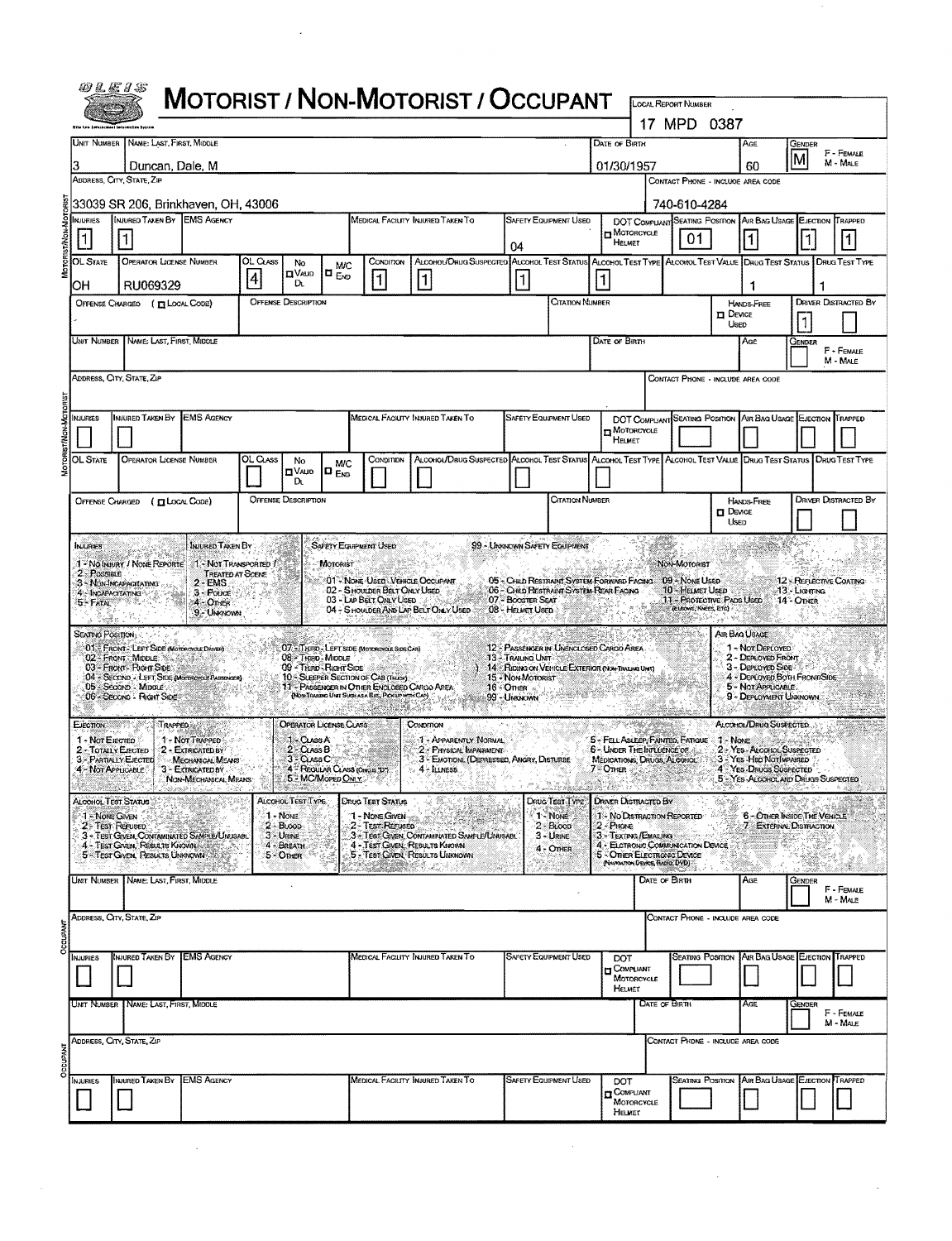# MOTORIST / NON-MOTORIST / OCCUPANT

**LOCAL REPORT NUMBER:** 17 MPD 0387

## MOTORIST/NON-MOTORIST

| UNIT NUMBER | NAME: LAST, FIRST, MIDDLE | DATE OF BIRTH | AGE | GENDER (F - FEMALE / M - MALE) |
|---|---|---|---|---|
| 3 | Duncan, Dale, M | 01/30/1957 | 60 | M |

| ADDRESS, CITY, STATE, ZIP | CONTACT PHONE - INCLUDE AREA CODE |
|---|---|
| 33039 SR 206, Brinkhaven, OH, 43006 | 740-610-4284 |

| INJURIES | INJURED TAKEN BY | EMS AGENCY | MEDICAL FACILITY INJURED TAKEN TO | SAFETY EQUIPMENT USED | DOT COMPLIANT MOTORCYCLE HELMET | SEATING POSITION | AIR BAG USAGE | EJECTION | TRAPPED |
|---|---|---|---|---|---|---|---|---|---|
| 1 | 1 | | | 04 | | 01 | 1 | 1 | 1 |

| OL STATE | OPERATOR LICENSE NUMBER | OL CLASS | NO VALID DL | M/C END | CONDITION | ALCOHOL/DRUG SUSPECTED | ALCOHOL TEST STATUS | ALCOHOL TEST TYPE | ALCOHOL TEST VALUE | DRUG TEST STATUS | DRUG TEST TYPE |
|---|---|---|---|---|---|---|---|---|---|---|---|
| OH | RU069329 | 4 | | | 1 | 1 | 1 | 1 | | 1 | 1 |

| OFFENSE CHARGED ( LOCAL CODE) | OFFENSE DESCRIPTION | CITATION NUMBER | HANDS-FREE DEVICE USED | DRIVER DISTRACTED BY |
|---|---|---|---|---|
| | | | | 1 |

## MOTORIST/NON-MOTORIST

| UNIT NUMBER | NAME: LAST, FIRST, MIDDLE | DATE OF BIRTH | AGE | GENDER (F - FEMALE / M - MALE) |
|---|---|---|---|---|
| | | | | |

| ADDRESS, CITY, STATE, ZIP | CONTACT PHONE - INCLUDE AREA CODE |
|---|---|
| | |

| INJURIES | INJURED TAKEN BY | EMS AGENCY | MEDICAL FACILITY INJURED TAKEN TO | SAFETY EQUIPMENT USED | DOT COMPLIANT MOTORCYCLE HELMET | SEATING POSITION | AIR BAG USAGE | EJECTION | TRAPPED |
|---|---|---|---|---|---|---|---|---|---|
| | | | | | | | | | |

| OL STATE | OPERATOR LICENSE NUMBER | OL CLASS | NO VALID DL | M/C END | CONDITION | ALCOHOL/DRUG SUSPECTED | ALCOHOL TEST STATUS | ALCOHOL TEST TYPE | ALCOHOL TEST VALUE | DRUG TEST STATUS | DRUG TEST TYPE |
|---|---|---|---|---|---|---|---|---|---|---|---|
| | | | | | | | | | | | |

| OFFENSE CHARGED ( LOCAL CODE) | OFFENSE DESCRIPTION | CITATION NUMBER | HANDS-FREE DEVICE USED | DRIVER DISTRACTED BY |
|---|---|---|---|---|
| | | | | |

## Codes

**INJURIES:** 1 - No Injury / None Reported; 2 - Possible; 3 - Non-Incapacitating; 4 - Incapacitating; 5 - Fatal

**INJURED TAKEN BY:** 1 - Not Transported / Treated at Scene; 2 - EMS; 3 - Police; 4 - Other; 9 - Unknown

**SAFETY EQUIPMENT USED:**
- Motorist: 01 - None Used - Vehicle Occupant; 02 - Shoulder Belt Only Used; 03 - Lap Belt Only Used; 04 - Shoulder and Lap Belt Only Used; 05 - Child Restraint System-Forward Facing; 06 - Child Restraint System-Rear Facing; 07 - Booster Seat; 08 - Helmet Used
- 99 - Unknown Safety Equipment
- Non-Motorist: 09 - None Used; 10 - Helmet Used; 11 - Protective Pads Used (Elbows, Knees, Etc); 12 - Reflective Coating; 13 - Lighting; 14 - Other

**SEATING POSITION:** 01 - Front - Left Side (Motorcycle Driver); 02 - Front - Middle; 03 - Front - Right Side; 04 - Second - Left Side (Motorcycle Passenger); 05 - Second - Middle; 06 - Second - Right Side; 07 - Third - Left Side (Motorcycle Side Car); 08 - Third - Middle; 09 - Third - Right Side; 10 - Sleeper Section of Cab (Truck); 11 - Passenger in Other Enclosed Cargo Area (Non-Trailing Unit Such as Bus, Pickup with Cap); 12 - Passenger in Unenclosed Cargo Area; 13 - Trailing Unit; 14 - Riding on Vehicle Exterior (Non-Trailing Unit); 15 - Non-Motorist; 16 - Other; 99 - Unknown

**AIR BAG USAGE:** 1 - Not Deployed; 2 - Deployed Front; 3 - Deployed Side; 4 - Deployed Both Front/Side; 5 - Not Applicable; 9 - Deployment Unknown

**EJECTION:** 1 - Not Ejected; 2 - Totally Ejected; 3 - Partially Ejected; 4 - Not Applicable

**TRAPPED:** 1 - Not Trapped; 2 - Extricated by Mechanical Means; 3 - Extricated by Non-Mechanical Means

**OPERATOR LICENSE CLASS:** 1 - Class A; 2 - Class B; 3 - Class C; 4 - Regular Class (Ohio is "D"); 5 - M/C Moped Only

**CONDITION:** 1 - Apparently Normal; 2 - Physical Impairment; 3 - Emotional (Depressed, Angry, Disturbed); 4 - Illness; 5 - Fell Asleep, Fainted, Fatigue; 6 - Under the Influence of Medications, Drugs, Alcohol; 7 - Other

**ALCOHOL/DRUG SUSPECTED:** 1 - None; 2 - Yes - Alcohol Suspected; 3 - Yes - HBD Not Impaired; 4 - Yes - Drugs Suspected; 5 - Yes - Alcohol and Drugs Suspected

**ALCOHOL TEST STATUS:** 1 - None Given; 2 - Test Refused; 3 - Test Given, Contaminated Sample/Unusable; 4 - Test Given, Results Known; 5 - Test Given, Results Unknown

**ALCOHOL TEST TYPE:** 1 - None; 2 - Blood; 3 - Urine; 4 - Breath; 5 - Other

**DRUG TEST STATUS:** 1 - None Given; 2 - Test Refused; 3 - Test Given, Contaminated Sample/Unusable; 4 - Test Given, Results Known; 5 - Test Given, Results Unknown

**DRUG TEST TYPE:** 1 - None; 2 - Blood; 3 - Urine; 4 - Other

**DRIVER DISTRACTED BY:** 1 - No Distraction Reported; 2 - Phone; 3 - Texting/Emailing; 4 - Electronic Communication Device; 5 - Other Electronic Device (Navigation Device, Radio, DVD); 6 - Other Inside the Vehicle; 7 - External Distraction

## OCCUPANT

| UNIT NUMBER | NAME: LAST, FIRST, MIDDLE | DATE OF BIRTH | AGE | GENDER (F - FEMALE / M - MALE) |
|---|---|---|---|---|
| | | | | |

| ADDRESS, CITY, STATE, ZIP | CONTACT PHONE - INCLUDE AREA CODE |
|---|---|
| | |

| INJURIES | INJURED TAKEN BY | EMS AGENCY | MEDICAL FACILITY INJURED TAKEN TO | SAFETY EQUIPMENT USED | DOT COMPLIANT MOTORCYCLE HELMET | SEATING POSITION | AIR BAG USAGE | EJECTION | TRAPPED |
|---|---|---|---|---|---|---|---|---|---|
| | | | | | | | | | |

## OCCUPANT

| UNIT NUMBER | NAME: LAST, FIRST, MIDDLE | DATE OF BIRTH | AGE | GENDER (F - FEMALE / M - MALE) |
|---|---|---|---|---|
| | | | | |

| ADDRESS, CITY, STATE, ZIP | CONTACT PHONE - INCLUDE AREA CODE |
|---|---|
| | |

| INJURIES | INJURED TAKEN BY | EMS AGENCY | MEDICAL FACILITY INJURED TAKEN TO | SAFETY EQUIPMENT USED | DOT COMPLIANT MOTORCYCLE HELMET | SEATING POSITION | AIR BAG USAGE | EJECTION | TRAPPED |
|---|---|---|---|---|---|---|---|---|---|
| | | | | | | | | | |